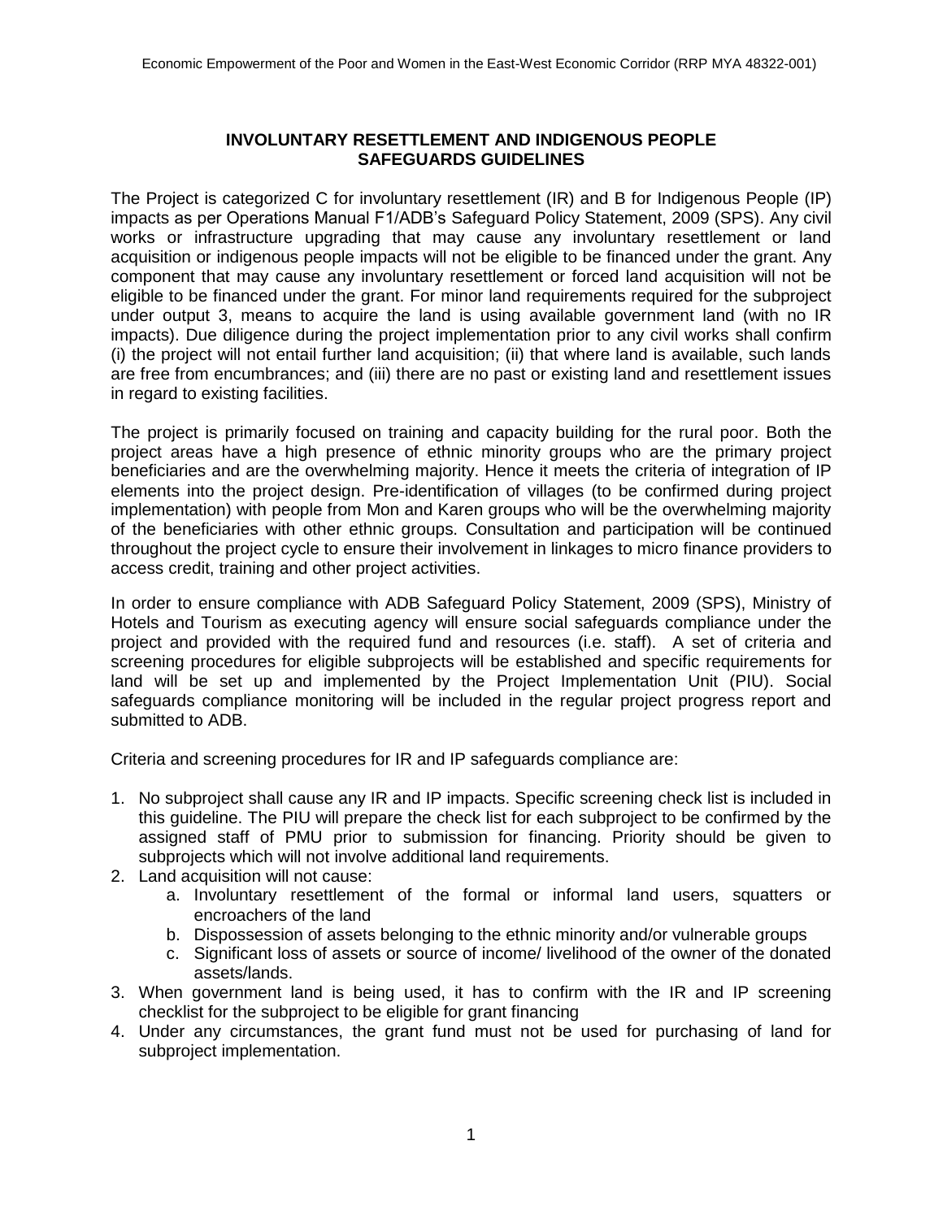# INVOLUNTARY RESETTLEMENT AND INDIGENOUS PEOPLE SAFEGUARDS GUIDELINES

The Project is categorized C for involuntary resettlement (IR) and B for Indigenous People (IP) impacts as per Operations Manual F1/ADB's Safeguard Policy Statement, 2009 (SPS). Any civil works or infrastructure upgrading that may cause any involuntary resettlement or land acquisition or indigenous people impacts will not be eligible to be financed under the grant. Any component that may cause any involuntary resettlement or forced land acquisition will not be eligible to be financed under the grant. For minor land requirements required for the subproject under output 3, means to acquire the land is using available government land (with no IR impacts). Due diligence during the project implementation prior to any civil works shall confirm (i) the project will not entail further land acquisition; (ii) that where land is available, such lands are free from encumbrances; and (iii) there are no past or existing land and resettlement issues in regard to existing facilities.

The project is primarily focused on training and capacity building for the rural poor. Both the project areas have a high presence of ethnic minority groups who are the primary project beneficiaries and are the overwhelming majority. Hence it meets the criteria of integration of IP elements into the project design. Pre-identification of villages (to be confirmed during project implementation) with people from Mon and Karen groups who will be the overwhelming majority of the beneficiaries with other ethnic groups. Consultation and participation will be continued throughout the project cycle to ensure their involvement in linkages to micro finance providers to access credit, training and other project activities.

In order to ensure compliance with ADB Safeguard Policy Statement, 2009 (SPS), Ministry of Hotels and Tourism as executing agency will ensure social safeguards compliance under the project and provided with the required fund and resources (i.e. staff). A set of criteria and screening procedures for eligible subprojects will be established and specific requirements for land will be set up and implemented by the Project Implementation Unit (PIU). Social safeguards compliance monitoring will be included in the regular project progress report and submitted to ADB.

Criteria and screening procedures for IR and IP safeguards compliance are:

1. No subproject shall cause any IR and IP impacts. Specific screening check list is included in this guideline. The PIU will prepare the check list for each subproject to be confirmed by the assigned staff of PMU prior to submission for financing. Priority should be given to subprojects which will not involve additional land requirements.
2. Land acquisition will not cause:
    a. Involuntary resettlement of the formal or informal land users, squatters or encroachers of the land
    b. Dispossession of assets belonging to the ethnic minority and/or vulnerable groups
    c. Significant loss of assets or source of income/ livelihood of the owner of the donated assets/lands.
3. When government land is being used, it has to confirm with the IR and IP screening checklist for the subproject to be eligible for grant financing
4. Under any circumstances, the grant fund must not be used for purchasing of land for subproject implementation.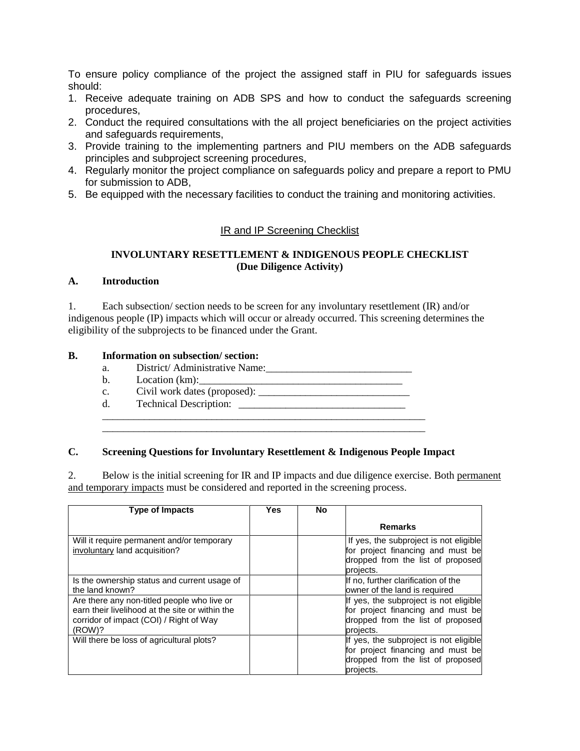To ensure policy compliance of the project the assigned staff in PIU for safeguards issues should:

1. Receive adequate training on ADB SPS and how to conduct the safeguards screening procedures,
2. Conduct the required consultations with the all project beneficiaries on the project activities and safeguards requirements,
3. Provide training to the implementing partners and PIU members on the ADB safeguards principles and subproject screening procedures,
4. Regularly monitor the project compliance on safeguards policy and prepare a report to PMU for submission to ADB,
5. Be equipped with the necessary facilities to conduct the training and monitoring activities.

IR and IP Screening Checklist

**INVOLUNTARY RESETTLEMENT & INDIGENOUS PEOPLE CHECKLIST**
**(Due Diligence Activity)**

**A. Introduction**

1. Each subsection/ section needs to be screen for any involuntary resettlement (IR) and/or indigenous people (IP) impacts which will occur or already occurred. This screening determines the eligibility of the subprojects to be financed under the Grant.

**B. Information on subsection/ section:**

a. District/ Administrative Name:____________________________
b. Location (km):______________________________________
c. Civil work dates (proposed): ______________________________
d. Technical Description: _______________________________
_________________________________________________________________
_________________________________________________________________

**C. Screening Questions for Involuntary Resettlement & Indigenous People Impact**

2. Below is the initial screening for IR and IP impacts and due diligence exercise. Both permanent and temporary impacts must be considered and reported in the screening process.

| Type of Impacts | Yes | No | Remarks |
|---|---|---|---|
| Will it require permanent and/or temporary involuntary land acquisition? | | | If yes, the subproject is not eligible for project financing and must be dropped from the list of proposed projects. |
| Is the ownership status and current usage of the land known? | | | If no, further clarification of the owner of the land is required |
| Are there any non-titled people who live or earn their livelihood at the site or within the corridor of impact (COI) / Right of Way (ROW)? | | | If yes, the subproject is not eligible for project financing and must be dropped from the list of proposed projects. |
| Will there be loss of agricultural plots? | | | If yes, the subproject is not eligible for project financing and must be dropped from the list of proposed projects. |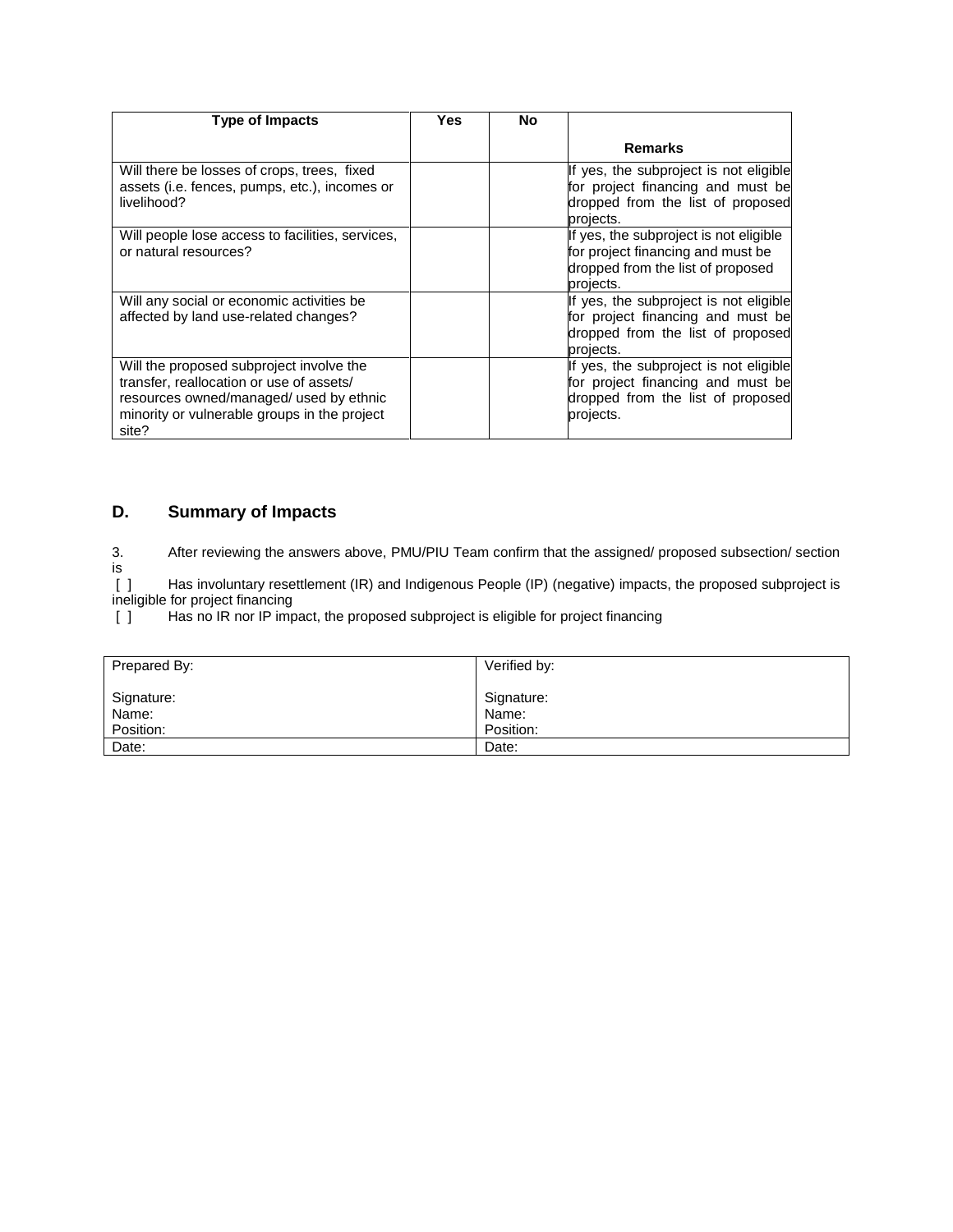| Type of Impacts | Yes | No | Remarks |
|---|---|---|---|
| Will there be losses of crops, trees, fixed assets (i.e. fences, pumps, etc.), incomes or livelihood? | | | If yes, the subproject is not eligible for project financing and must be dropped from the list of proposed projects. |
| Will people lose access to facilities, services, or natural resources? | | | If yes, the subproject is not eligible for project financing and must be dropped from the list of proposed projects. |
| Will any social or economic activities be affected by land use-related changes? | | | If yes, the subproject is not eligible for project financing and must be dropped from the list of proposed projects. |
| Will the proposed subproject involve the transfer, reallocation or use of assets/ resources owned/managed/ used by ethnic minority or vulnerable groups in the project site? | | | If yes, the subproject is not eligible for project financing and must be dropped from the list of proposed projects. |

## D. Summary of Impacts

3. After reviewing the answers above, PMU/PIU Team confirm that the assigned/ proposed subsection/ section is

[ ] Has involuntary resettlement (IR) and Indigenous People (IP) (negative) impacts, the proposed subproject is ineligible for project financing

[ ] Has no IR nor IP impact, the proposed subproject is eligible for project financing

| | |
|---|---|
| Prepared By:<br><br>Signature:<br>Name:<br>Position: | Verified by:<br><br>Signature:<br>Name:<br>Position: |
| Date: | Date: |